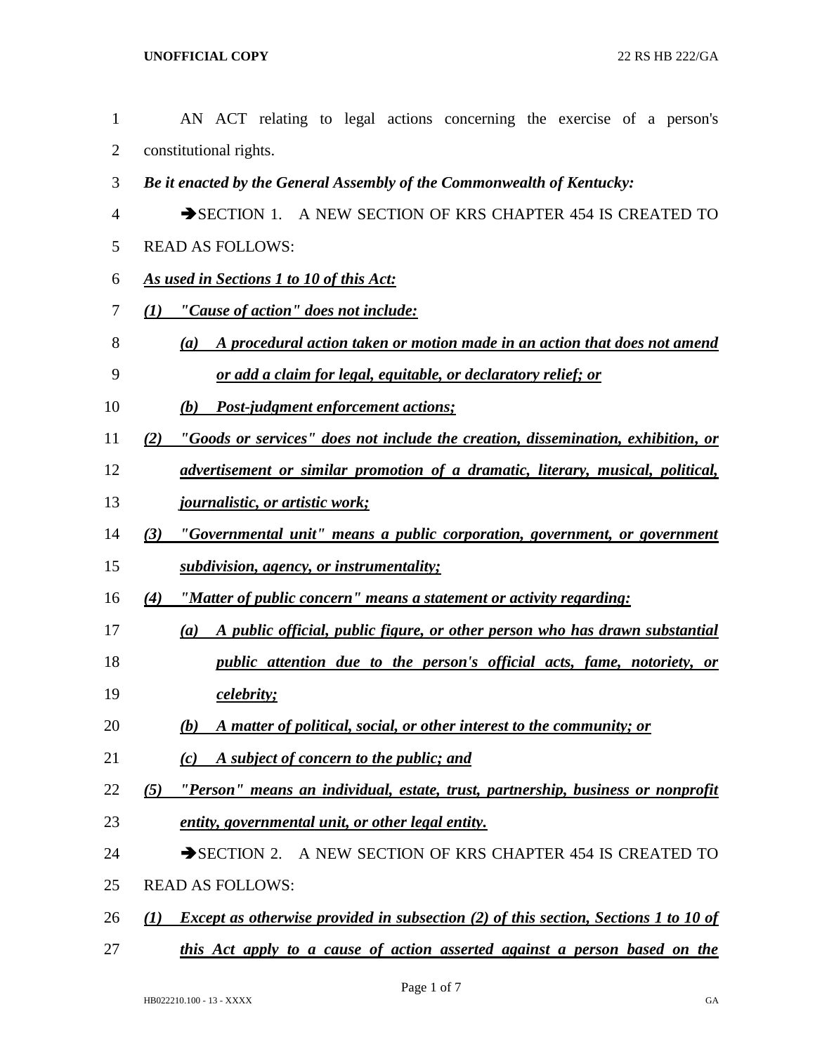AN ACT relating to legal actions concerning the exercise of a person's constitutional rights.

***Be it enacted by the General Assembly of the Commonwealth of Kentucky:***

➔SECTION 1. A NEW SECTION OF KRS CHAPTER 454 IS CREATED TO READ AS FOLLOWS:

***As used in Sections 1 to 10 of this Act:***

***(1) "Cause of action" does not include:***

***(a) A procedural action taken or motion made in an action that does not amend or add a claim for legal, equitable, or declaratory relief; or***

***(b) Post-judgment enforcement actions;***

***(2) "Goods or services" does not include the creation, dissemination, exhibition, or advertisement or similar promotion of a dramatic, literary, musical, political, journalistic, or artistic work;***

***(3) "Governmental unit" means a public corporation, government, or government subdivision, agency, or instrumentality;***

***(4) "Matter of public concern" means a statement or activity regarding:***

***(a) A public official, public figure, or other person who has drawn substantial public attention due to the person's official acts, fame, notoriety, or celebrity;***

***(b) A matter of political, social, or other interest to the community; or***

***(c) A subject of concern to the public; and***

***(5) "Person" means an individual, estate, trust, partnership, business or nonprofit entity, governmental unit, or other legal entity.***

➔SECTION 2. A NEW SECTION OF KRS CHAPTER 454 IS CREATED TO READ AS FOLLOWS:

***(1) Except as otherwise provided in subsection (2) of this section, Sections 1 to 10 of this Act apply to a cause of action asserted against a person based on the***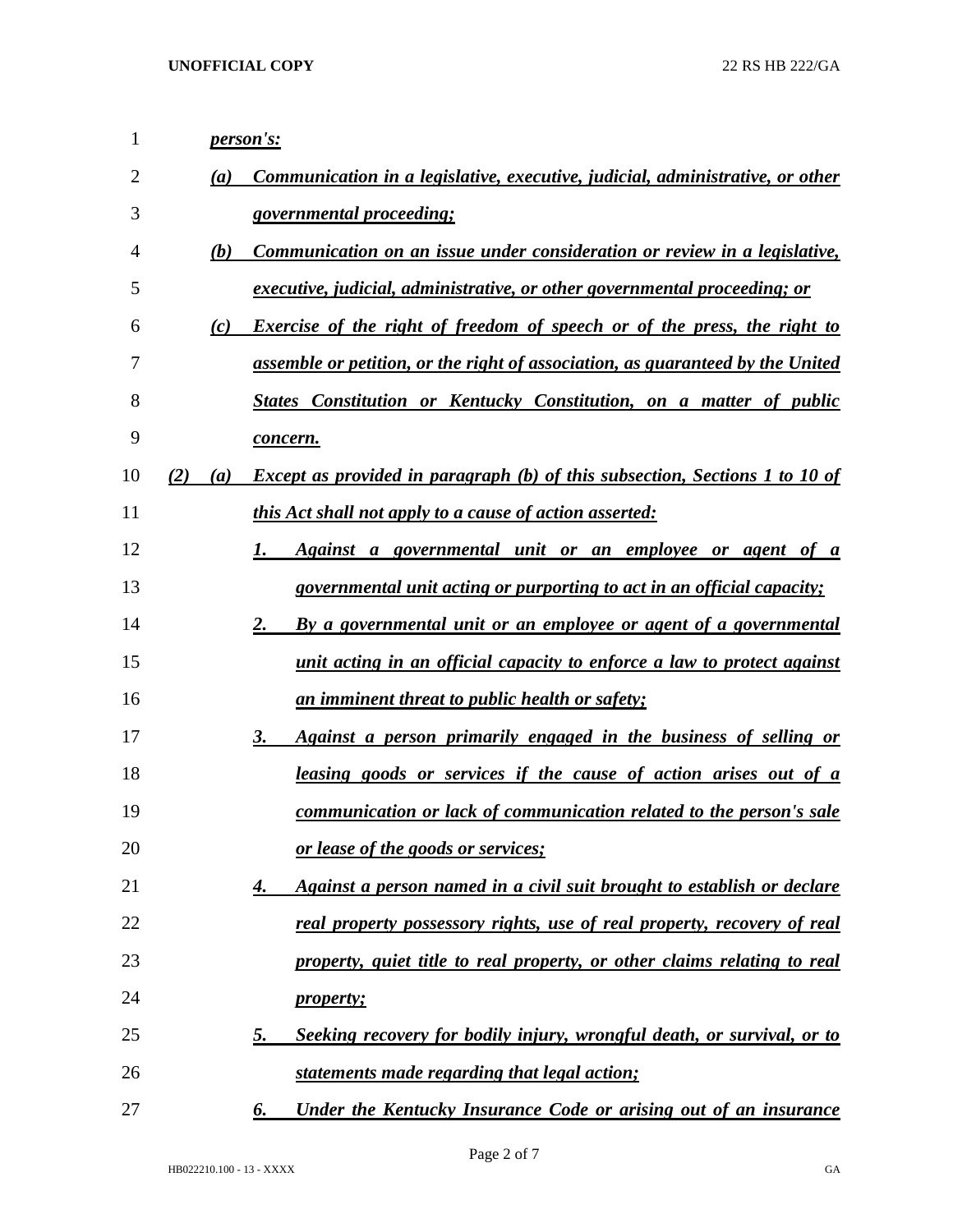*person's:*

(a) *Communication in a legislative, executive, judicial, administrative, or other governmental proceeding;*

(b) *Communication on an issue under consideration or review in a legislative, executive, judicial, administrative, or other governmental proceeding; or*

(c) *Exercise of the right of freedom of speech or of the press, the right to assemble or petition, or the right of association, as guaranteed by the United States Constitution or Kentucky Constitution, on a matter of public concern.*

(2) (a) *Except as provided in paragraph (b) of this subsection, Sections 1 to 10 of this Act shall not apply to a cause of action asserted:*

1. *Against a governmental unit or an employee or agent of a governmental unit acting or purporting to act in an official capacity;*

2. *By a governmental unit or an employee or agent of a governmental unit acting in an official capacity to enforce a law to protect against an imminent threat to public health or safety;*

3. *Against a person primarily engaged in the business of selling or leasing goods or services if the cause of action arises out of a communication or lack of communication related to the person's sale or lease of the goods or services;*

4. *Against a person named in a civil suit brought to establish or declare real property possessory rights, use of real property, recovery of real property, quiet title to real property, or other claims relating to real property;*

5. *Seeking recovery for bodily injury, wrongful death, or survival, or to statements made regarding that legal action;*

6. *Under the Kentucky Insurance Code or arising out of an insurance*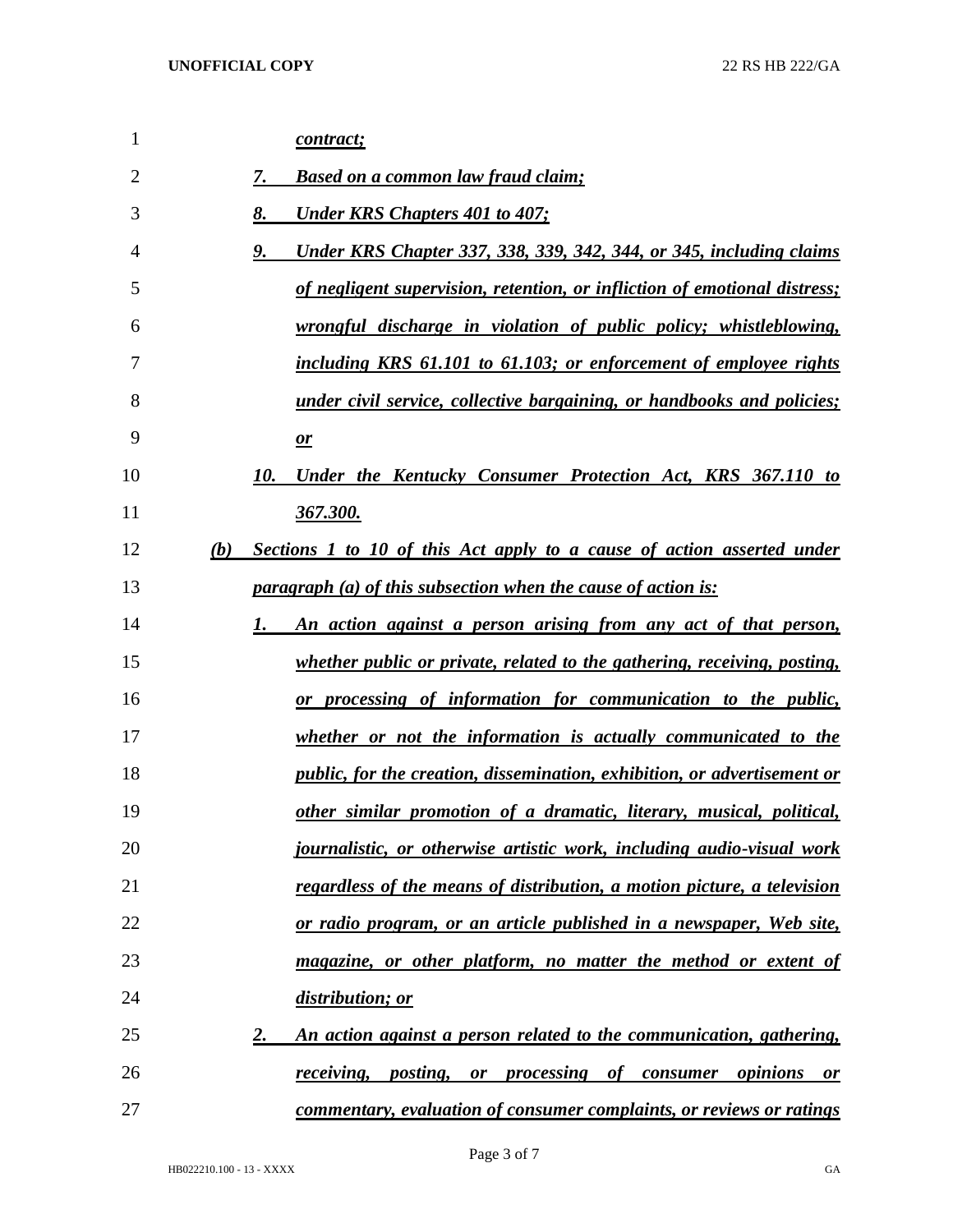*contract;*

*7. Based on a common law fraud claim;*

*8. Under KRS Chapters 401 to 407;*

*9. Under KRS Chapter 337, 338, 339, 342, 344, or 345, including claims of negligent supervision, retention, or infliction of emotional distress; wrongful discharge in violation of public policy; whistleblowing, including KRS 61.101 to 61.103; or enforcement of employee rights under civil service, collective bargaining, or handbooks and policies; or*

*10. Under the Kentucky Consumer Protection Act, KRS 367.110 to 367.300.*

*(b) Sections 1 to 10 of this Act apply to a cause of action asserted under paragraph (a) of this subsection when the cause of action is:*

*1. An action against a person arising from any act of that person, whether public or private, related to the gathering, receiving, posting, or processing of information for communication to the public, whether or not the information is actually communicated to the public, for the creation, dissemination, exhibition, or advertisement or other similar promotion of a dramatic, literary, musical, political, journalistic, or otherwise artistic work, including audio-visual work regardless of the means of distribution, a motion picture, a television or radio program, or an article published in a newspaper, Web site, magazine, or other platform, no matter the method or extent of distribution; or*

*2. An action against a person related to the communication, gathering, receiving, posting, or processing of consumer opinions or commentary, evaluation of consumer complaints, or reviews or ratings*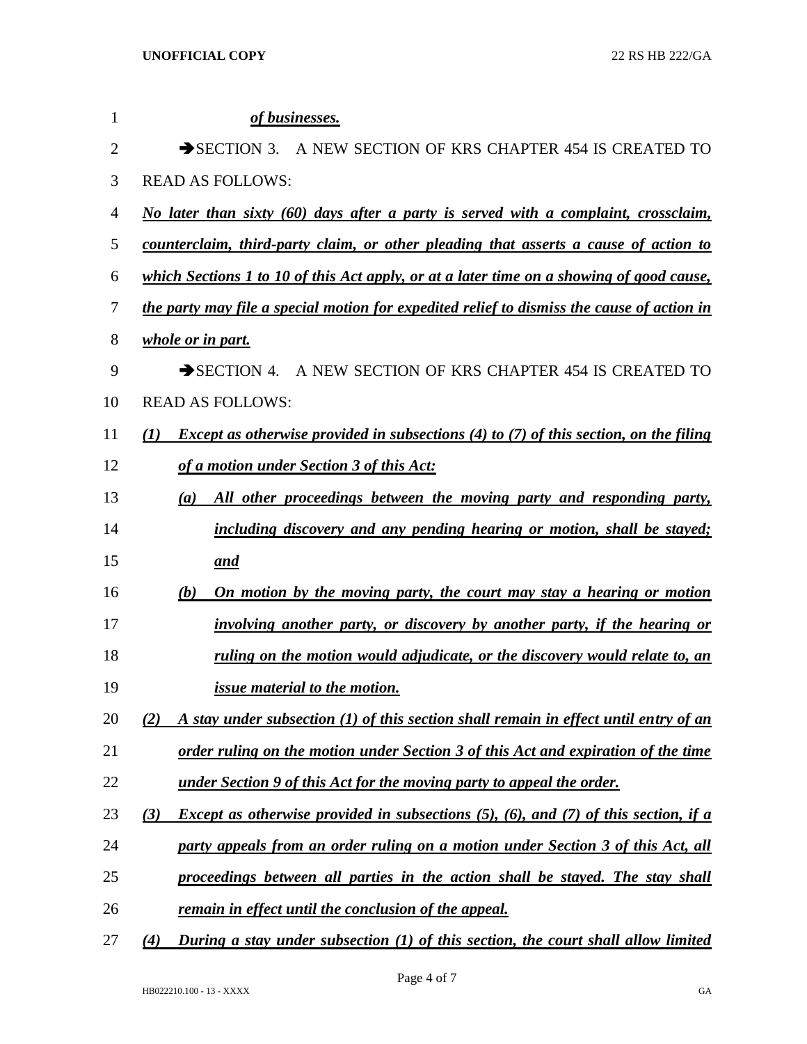*of businesses.*

➔SECTION 3. A NEW SECTION OF KRS CHAPTER 454 IS CREATED TO READ AS FOLLOWS:

*No later than sixty (60) days after a party is served with a complaint, crossclaim, counterclaim, third-party claim, or other pleading that asserts a cause of action to which Sections 1 to 10 of this Act apply, or at a later time on a showing of good cause, the party may file a special motion for expedited relief to dismiss the cause of action in whole or in part.*

➔SECTION 4. A NEW SECTION OF KRS CHAPTER 454 IS CREATED TO READ AS FOLLOWS:

*(1) Except as otherwise provided in subsections (4) to (7) of this section, on the filing of a motion under Section 3 of this Act:*

*(a) All other proceedings between the moving party and responding party, including discovery and any pending hearing or motion, shall be stayed; and*

*(b) On motion by the moving party, the court may stay a hearing or motion involving another party, or discovery by another party, if the hearing or ruling on the motion would adjudicate, or the discovery would relate to, an issue material to the motion.*

*(2) A stay under subsection (1) of this section shall remain in effect until entry of an order ruling on the motion under Section 3 of this Act and expiration of the time under Section 9 of this Act for the moving party to appeal the order.*

*(3) Except as otherwise provided in subsections (5), (6), and (7) of this section, if a party appeals from an order ruling on a motion under Section 3 of this Act, all proceedings between all parties in the action shall be stayed. The stay shall remain in effect until the conclusion of the appeal.*

*(4) During a stay under subsection (1) of this section, the court shall allow limited*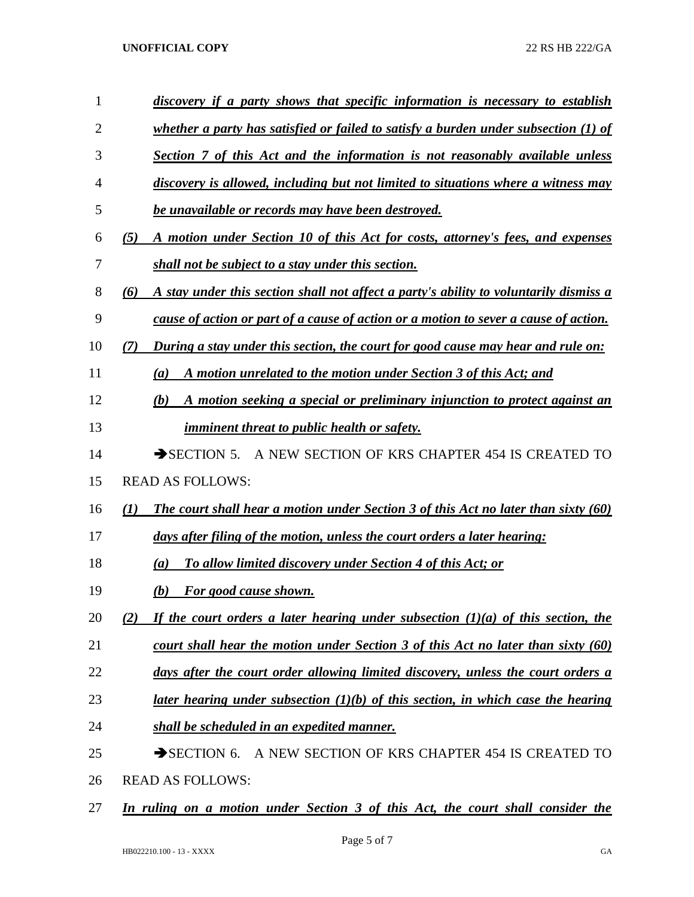***discovery if a party shows that specific information is necessary to establish whether a party has satisfied or failed to satisfy a burden under subsection (1) of Section 7 of this Act and the information is not reasonably available unless discovery is allowed, including but not limited to situations where a witness may be unavailable or records may have been destroyed.***

***(5) A motion under Section 10 of this Act for costs, attorney's fees, and expenses shall not be subject to a stay under this section.***

***(6) A stay under this section shall not affect a party's ability to voluntarily dismiss a cause of action or part of a cause of action or a motion to sever a cause of action.***

***(7) During a stay under this section, the court for good cause may hear and rule on:***

***(a) A motion unrelated to the motion under Section 3 of this Act; and***

***(b) A motion seeking a special or preliminary injunction to protect against an imminent threat to public health or safety.***

➔SECTION 5. A NEW SECTION OF KRS CHAPTER 454 IS CREATED TO READ AS FOLLOWS:

***(1) The court shall hear a motion under Section 3 of this Act no later than sixty (60) days after filing of the motion, unless the court orders a later hearing:***

***(a) To allow limited discovery under Section 4 of this Act; or***

***(b) For good cause shown.***

***(2) If the court orders a later hearing under subsection (1)(a) of this section, the court shall hear the motion under Section 3 of this Act no later than sixty (60) days after the court order allowing limited discovery, unless the court orders a later hearing under subsection (1)(b) of this section, in which case the hearing shall be scheduled in an expedited manner.***

➔SECTION 6. A NEW SECTION OF KRS CHAPTER 454 IS CREATED TO READ AS FOLLOWS:

***In ruling on a motion under Section 3 of this Act, the court shall consider the***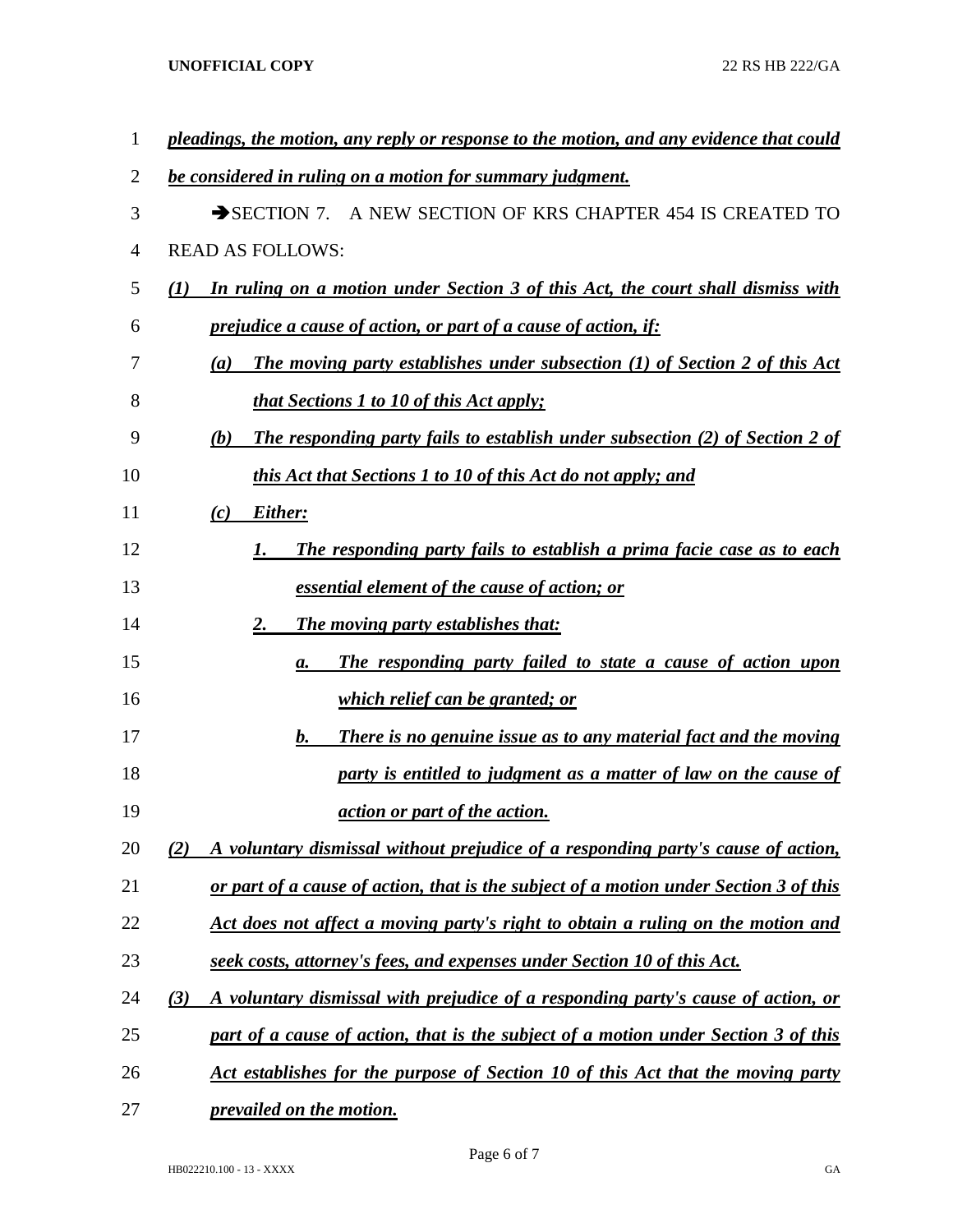*pleadings, the motion, any reply or response to the motion, and any evidence that could be considered in ruling on a motion for summary judgment.*

➔SECTION 7. A NEW SECTION OF KRS CHAPTER 454 IS CREATED TO READ AS FOLLOWS:

*(1) In ruling on a motion under Section 3 of this Act, the court shall dismiss with prejudice a cause of action, or part of a cause of action, if:*

*(a) The moving party establishes under subsection (1) of Section 2 of this Act that Sections 1 to 10 of this Act apply;*

*(b) The responding party fails to establish under subsection (2) of Section 2 of this Act that Sections 1 to 10 of this Act do not apply; and*

*(c) Either:*

*1. The responding party fails to establish a prima facie case as to each essential element of the cause of action; or*

*2. The moving party establishes that:*

*a. The responding party failed to state a cause of action upon which relief can be granted; or*

*b. There is no genuine issue as to any material fact and the moving party is entitled to judgment as a matter of law on the cause of action or part of the action.*

*(2) A voluntary dismissal without prejudice of a responding party's cause of action, or part of a cause of action, that is the subject of a motion under Section 3 of this Act does not affect a moving party's right to obtain a ruling on the motion and seek costs, attorney's fees, and expenses under Section 10 of this Act.*

*(3) A voluntary dismissal with prejudice of a responding party's cause of action, or part of a cause of action, that is the subject of a motion under Section 3 of this Act establishes for the purpose of Section 10 of this Act that the moving party prevailed on the motion.*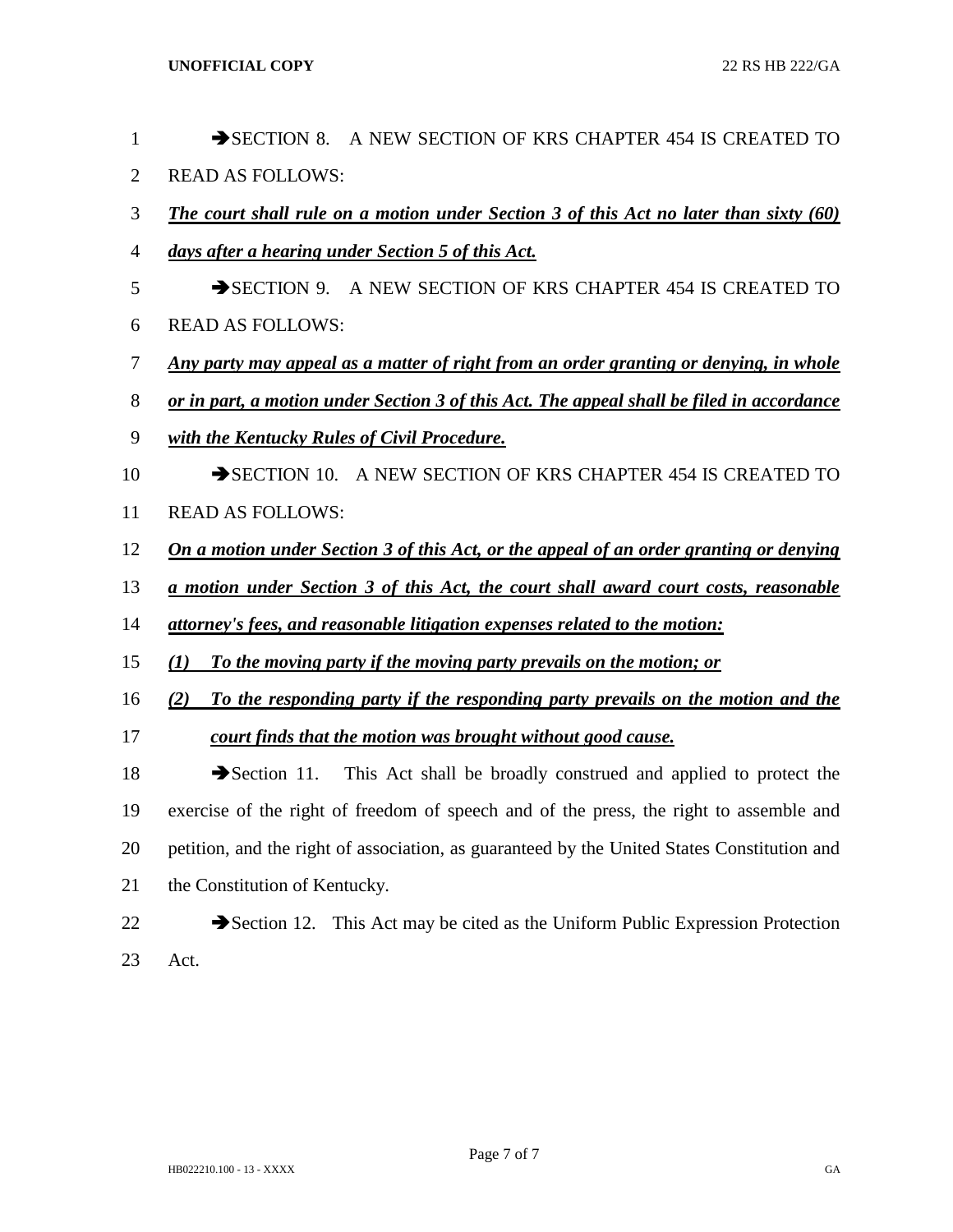➔SECTION 8. A NEW SECTION OF KRS CHAPTER 454 IS CREATED TO READ AS FOLLOWS:

***The court shall rule on a motion under Section 3 of this Act no later than sixty (60) days after a hearing under Section 5 of this Act.***

➔SECTION 9. A NEW SECTION OF KRS CHAPTER 454 IS CREATED TO READ AS FOLLOWS:

***Any party may appeal as a matter of right from an order granting or denying, in whole or in part, a motion under Section 3 of this Act. The appeal shall be filed in accordance with the Kentucky Rules of Civil Procedure.***

➔SECTION 10. A NEW SECTION OF KRS CHAPTER 454 IS CREATED TO READ AS FOLLOWS:

***On a motion under Section 3 of this Act, or the appeal of an order granting or denying a motion under Section 3 of this Act, the court shall award court costs, reasonable attorney's fees, and reasonable litigation expenses related to the motion:***

***(1) To the moving party if the moving party prevails on the motion; or***

***(2) To the responding party if the responding party prevails on the motion and the court finds that the motion was brought without good cause.***

➔Section 11. This Act shall be broadly construed and applied to protect the exercise of the right of freedom of speech and of the press, the right to assemble and petition, and the right of association, as guaranteed by the United States Constitution and the Constitution of Kentucky.

➔Section 12. This Act may be cited as the Uniform Public Expression Protection Act.